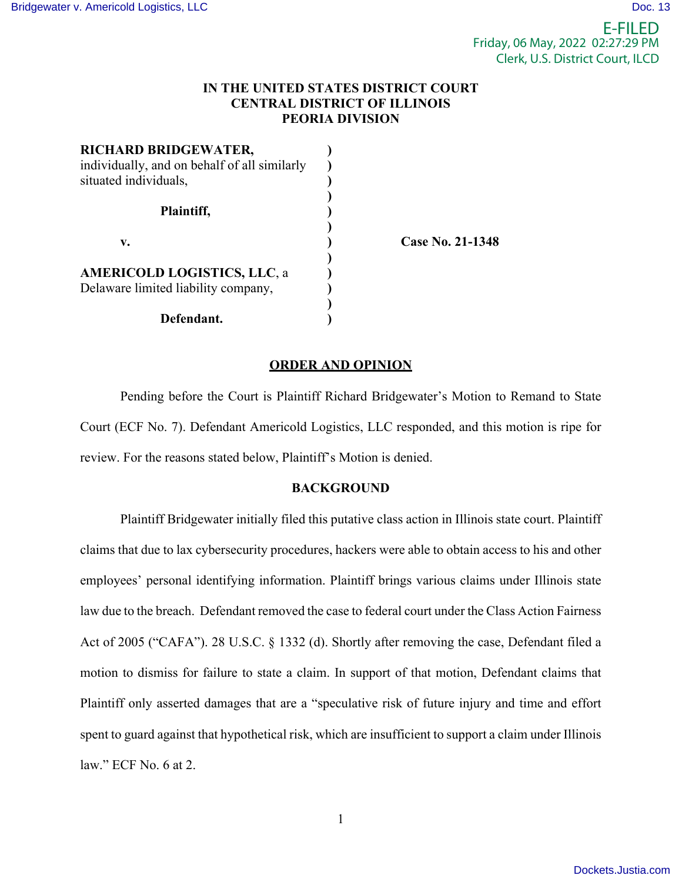IN THE UNITED STATES DISTRICT COURT
CENTRAL DISTRICT OF ILLINOIS
PEORIA DIVISION

**RICHARD BRIDGEWATER,** individually, and on behalf of all similarly situated individuals,

**Plaintiff,**

**v.**

**AMERICOLD LOGISTICS, LLC**, a Delaware limited liability company,

**Defendant.**

**Case No. 21-1348**

## ORDER AND OPINION

Pending before the Court is Plaintiff Richard Bridgewater's Motion to Remand to State Court (ECF No. 7). Defendant Americold Logistics, LLC responded, and this motion is ripe for review. For the reasons stated below, Plaintiff's Motion is denied.

## BACKGROUND

Plaintiff Bridgewater initially filed this putative class action in Illinois state court. Plaintiff claims that due to lax cybersecurity procedures, hackers were able to obtain access to his and other employees' personal identifying information. Plaintiff brings various claims under Illinois state law due to the breach. Defendant removed the case to federal court under the Class Action Fairness Act of 2005 ("CAFA"). 28 U.S.C. § 1332 (d). Shortly after removing the case, Defendant filed a motion to dismiss for failure to state a claim. In support of that motion, Defendant claims that Plaintiff only asserted damages that are a "speculative risk of future injury and time and effort spent to guard against that hypothetical risk, which are insufficient to support a claim under Illinois law." ECF No. 6 at 2.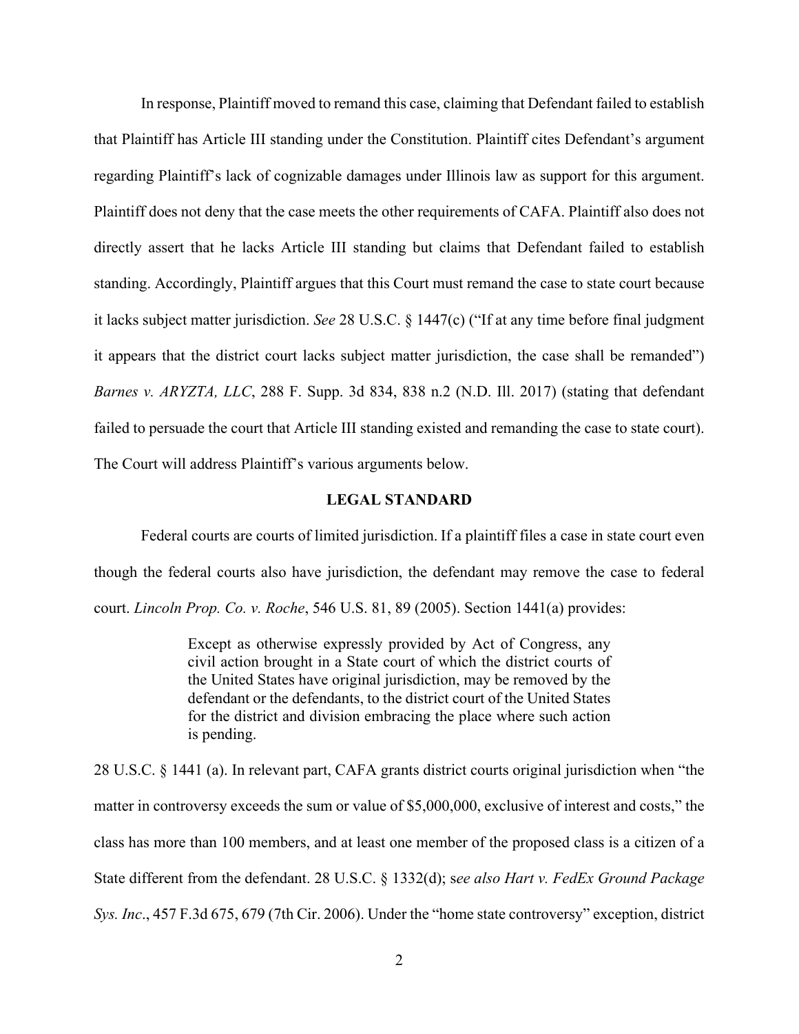In response, Plaintiff moved to remand this case, claiming that Defendant failed to establish that Plaintiff has Article III standing under the Constitution. Plaintiff cites Defendant's argument regarding Plaintiff's lack of cognizable damages under Illinois law as support for this argument. Plaintiff does not deny that the case meets the other requirements of CAFA. Plaintiff also does not directly assert that he lacks Article III standing but claims that Defendant failed to establish standing. Accordingly, Plaintiff argues that this Court must remand the case to state court because it lacks subject matter jurisdiction. *See* 28 U.S.C. § 1447(c) ("If at any time before final judgment it appears that the district court lacks subject matter jurisdiction, the case shall be remanded") *Barnes v. ARYZTA, LLC*, 288 F. Supp. 3d 834, 838 n.2 (N.D. Ill. 2017) (stating that defendant failed to persuade the court that Article III standing existed and remanding the case to state court). The Court will address Plaintiff's various arguments below.

## LEGAL STANDARD

Federal courts are courts of limited jurisdiction. If a plaintiff files a case in state court even though the federal courts also have jurisdiction, the defendant may remove the case to federal court. *Lincoln Prop. Co. v. Roche*, 546 U.S. 81, 89 (2005). Section 1441(a) provides:

> Except as otherwise expressly provided by Act of Congress, any civil action brought in a State court of which the district courts of the United States have original jurisdiction, may be removed by the defendant or the defendants, to the district court of the United States for the district and division embracing the place where such action is pending.

28 U.S.C. § 1441 (a). In relevant part, CAFA grants district courts original jurisdiction when "the matter in controversy exceeds the sum or value of $5,000,000, exclusive of interest and costs," the class has more than 100 members, and at least one member of the proposed class is a citizen of a State different from the defendant. 28 U.S.C. § 1332(d); s*ee also Hart v. FedEx Ground Package Sys. Inc*., 457 F.3d 675, 679 (7th Cir. 2006). Under the "home state controversy" exception, district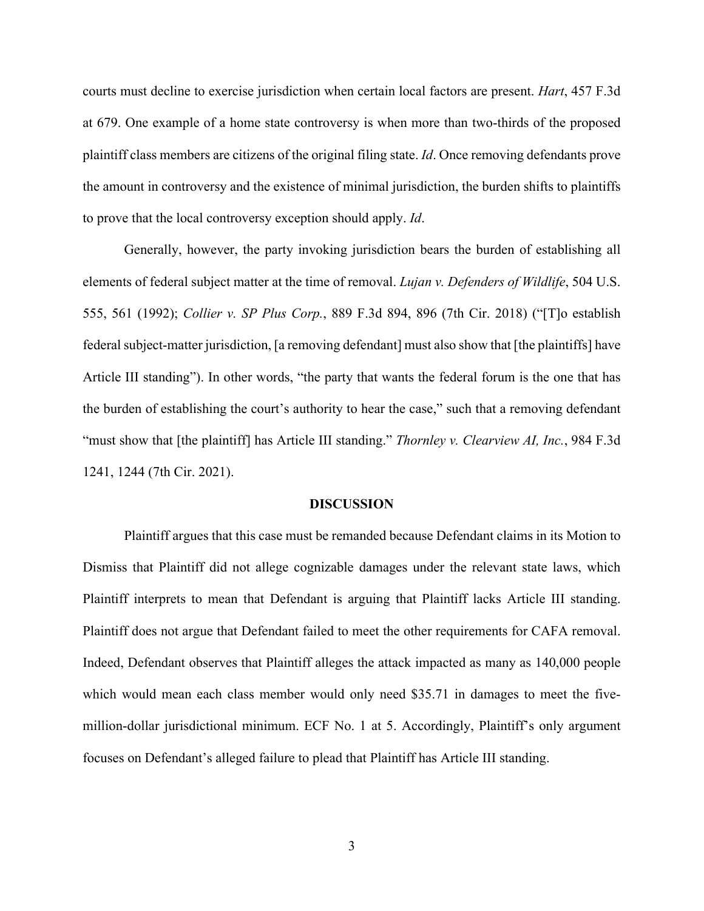courts must decline to exercise jurisdiction when certain local factors are present. *Hart*, 457 F.3d at 679. One example of a home state controversy is when more than two-thirds of the proposed plaintiff class members are citizens of the original filing state. *Id*. Once removing defendants prove the amount in controversy and the existence of minimal jurisdiction, the burden shifts to plaintiffs to prove that the local controversy exception should apply. *Id*.

Generally, however, the party invoking jurisdiction bears the burden of establishing all elements of federal subject matter at the time of removal. *Lujan v. Defenders of Wildlife*, 504 U.S. 555, 561 (1992); *Collier v. SP Plus Corp.*, 889 F.3d 894, 896 (7th Cir. 2018) ("[T]o establish federal subject-matter jurisdiction, [a removing defendant] must also show that [the plaintiffs] have Article III standing"). In other words, "the party that wants the federal forum is the one that has the burden of establishing the court's authority to hear the case," such that a removing defendant "must show that [the plaintiff] has Article III standing." *Thornley v. Clearview AI, Inc.*, 984 F.3d 1241, 1244 (7th Cir. 2021).

## DISCUSSION

Plaintiff argues that this case must be remanded because Defendant claims in its Motion to Dismiss that Plaintiff did not allege cognizable damages under the relevant state laws, which Plaintiff interprets to mean that Defendant is arguing that Plaintiff lacks Article III standing. Plaintiff does not argue that Defendant failed to meet the other requirements for CAFA removal. Indeed, Defendant observes that Plaintiff alleges the attack impacted as many as 140,000 people which would mean each class member would only need $35.71 in damages to meet the five-million-dollar jurisdictional minimum. ECF No. 1 at 5. Accordingly, Plaintiff's only argument focuses on Defendant's alleged failure to plead that Plaintiff has Article III standing.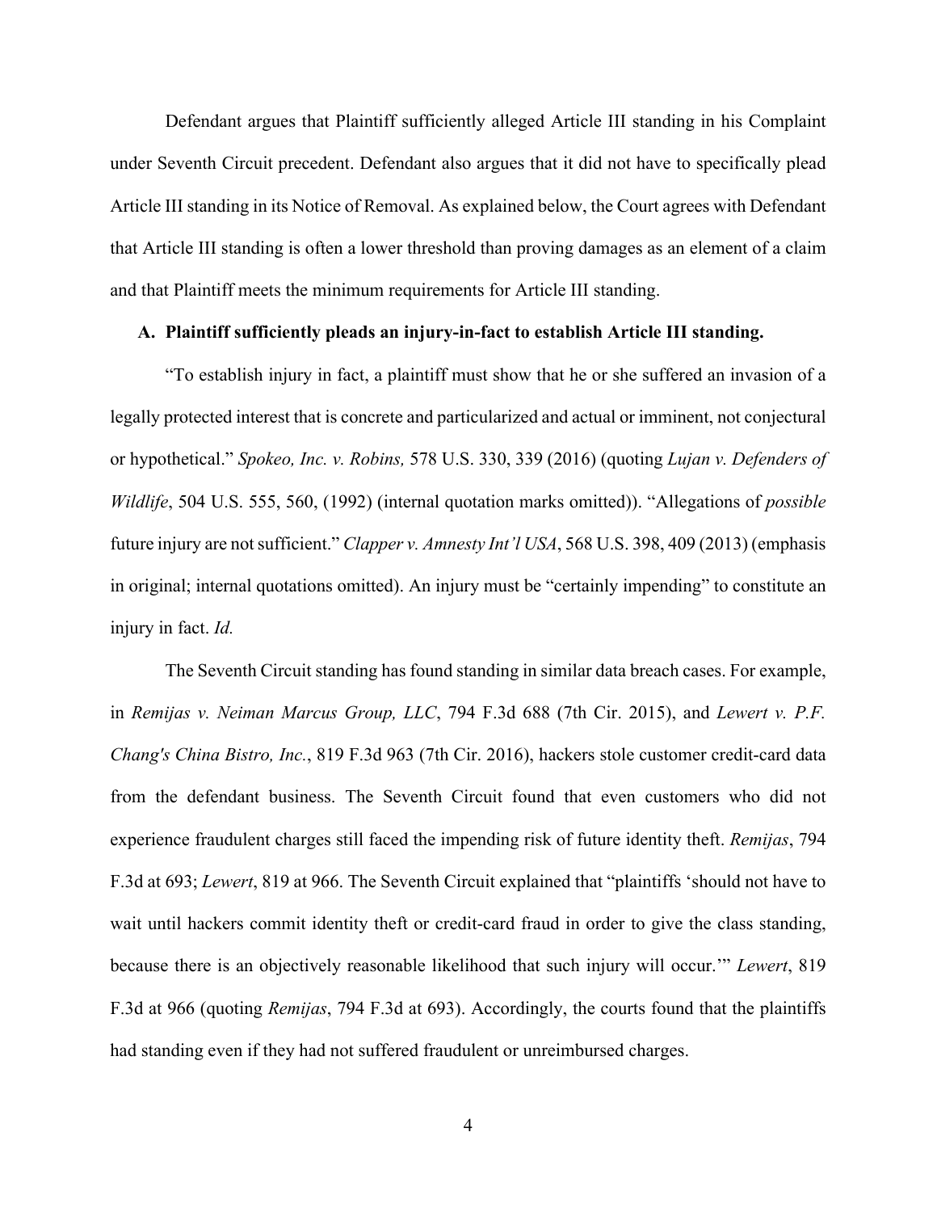Defendant argues that Plaintiff sufficiently alleged Article III standing in his Complaint under Seventh Circuit precedent. Defendant also argues that it did not have to specifically plead Article III standing in its Notice of Removal. As explained below, the Court agrees with Defendant that Article III standing is often a lower threshold than proving damages as an element of a claim and that Plaintiff meets the minimum requirements for Article III standing.

### A. Plaintiff sufficiently pleads an injury-in-fact to establish Article III standing.

"To establish injury in fact, a plaintiff must show that he or she suffered an invasion of a legally protected interest that is concrete and particularized and actual or imminent, not conjectural or hypothetical." *Spokeo, Inc. v. Robins,* 578 U.S. 330, 339 (2016) (quoting *Lujan v. Defenders of Wildlife*, 504 U.S. 555, 560, (1992) (internal quotation marks omitted)). "Allegations of *possible* future injury are not sufficient." *Clapper v. Amnesty Int'l USA*, 568 U.S. 398, 409 (2013) (emphasis in original; internal quotations omitted). An injury must be "certainly impending" to constitute an injury in fact. *Id.*

The Seventh Circuit standing has found standing in similar data breach cases. For example, in *Remijas v. Neiman Marcus Group, LLC*, 794 F.3d 688 (7th Cir. 2015), and *Lewert v. P.F. Chang's China Bistro, Inc.*, 819 F.3d 963 (7th Cir. 2016), hackers stole customer credit-card data from the defendant business. The Seventh Circuit found that even customers who did not experience fraudulent charges still faced the impending risk of future identity theft. *Remijas*, 794 F.3d at 693; *Lewert*, 819 at 966. The Seventh Circuit explained that "plaintiffs 'should not have to wait until hackers commit identity theft or credit-card fraud in order to give the class standing, because there is an objectively reasonable likelihood that such injury will occur.'" *Lewert*, 819 F.3d at 966 (quoting *Remijas*, 794 F.3d at 693). Accordingly, the courts found that the plaintiffs had standing even if they had not suffered fraudulent or unreimbursed charges.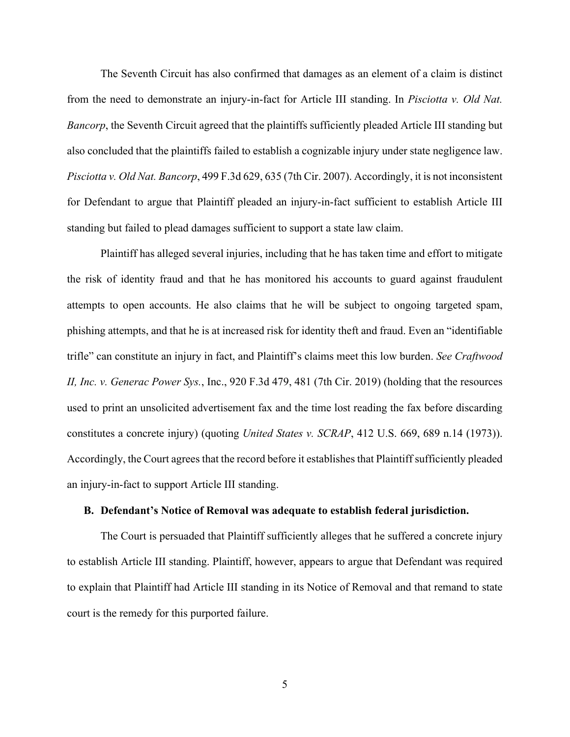The Seventh Circuit has also confirmed that damages as an element of a claim is distinct from the need to demonstrate an injury-in-fact for Article III standing. In *Pisciotta v. Old Nat. Bancorp*, the Seventh Circuit agreed that the plaintiffs sufficiently pleaded Article III standing but also concluded that the plaintiffs failed to establish a cognizable injury under state negligence law. *Pisciotta v. Old Nat. Bancorp*, 499 F.3d 629, 635 (7th Cir. 2007). Accordingly, it is not inconsistent for Defendant to argue that Plaintiff pleaded an injury-in-fact sufficient to establish Article III standing but failed to plead damages sufficient to support a state law claim.

Plaintiff has alleged several injuries, including that he has taken time and effort to mitigate the risk of identity fraud and that he has monitored his accounts to guard against fraudulent attempts to open accounts. He also claims that he will be subject to ongoing targeted spam, phishing attempts, and that he is at increased risk for identity theft and fraud. Even an "identifiable trifle" can constitute an injury in fact, and Plaintiff's claims meet this low burden. *See Craftwood II, Inc. v. Generac Power Sys.*, Inc., 920 F.3d 479, 481 (7th Cir. 2019) (holding that the resources used to print an unsolicited advertisement fax and the time lost reading the fax before discarding constitutes a concrete injury) (quoting *United States v. SCRAP*, 412 U.S. 669, 689 n.14 (1973)). Accordingly, the Court agrees that the record before it establishes that Plaintiff sufficiently pleaded an injury-in-fact to support Article III standing.

**B. Defendant's Notice of Removal was adequate to establish federal jurisdiction.**

The Court is persuaded that Plaintiff sufficiently alleges that he suffered a concrete injury to establish Article III standing. Plaintiff, however, appears to argue that Defendant was required to explain that Plaintiff had Article III standing in its Notice of Removal and that remand to state court is the remedy for this purported failure.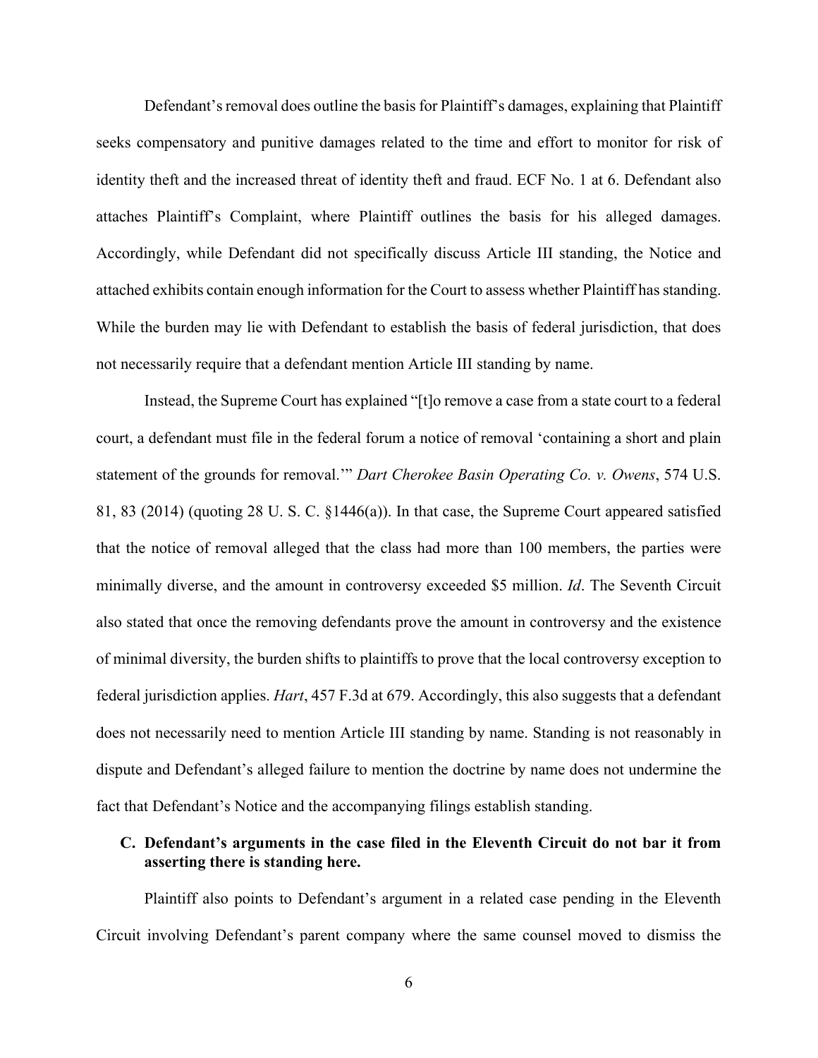Defendant's removal does outline the basis for Plaintiff's damages, explaining that Plaintiff seeks compensatory and punitive damages related to the time and effort to monitor for risk of identity theft and the increased threat of identity theft and fraud. ECF No. 1 at 6. Defendant also attaches Plaintiff's Complaint, where Plaintiff outlines the basis for his alleged damages. Accordingly, while Defendant did not specifically discuss Article III standing, the Notice and attached exhibits contain enough information for the Court to assess whether Plaintiff has standing. While the burden may lie with Defendant to establish the basis of federal jurisdiction, that does not necessarily require that a defendant mention Article III standing by name.

Instead, the Supreme Court has explained "[t]o remove a case from a state court to a federal court, a defendant must file in the federal forum a notice of removal 'containing a short and plain statement of the grounds for removal.'" *Dart Cherokee Basin Operating Co. v. Owens*, 574 U.S. 81, 83 (2014) (quoting 28 U. S. C. §1446(a)). In that case, the Supreme Court appeared satisfied that the notice of removal alleged that the class had more than 100 members, the parties were minimally diverse, and the amount in controversy exceeded $5 million. *Id*. The Seventh Circuit also stated that once the removing defendants prove the amount in controversy and the existence of minimal diversity, the burden shifts to plaintiffs to prove that the local controversy exception to federal jurisdiction applies. *Hart*, 457 F.3d at 679. Accordingly, this also suggests that a defendant does not necessarily need to mention Article III standing by name. Standing is not reasonably in dispute and Defendant's alleged failure to mention the doctrine by name does not undermine the fact that Defendant's Notice and the accompanying filings establish standing.

### C. Defendant's arguments in the case filed in the Eleventh Circuit do not bar it from asserting there is standing here.

Plaintiff also points to Defendant's argument in a related case pending in the Eleventh Circuit involving Defendant's parent company where the same counsel moved to dismiss the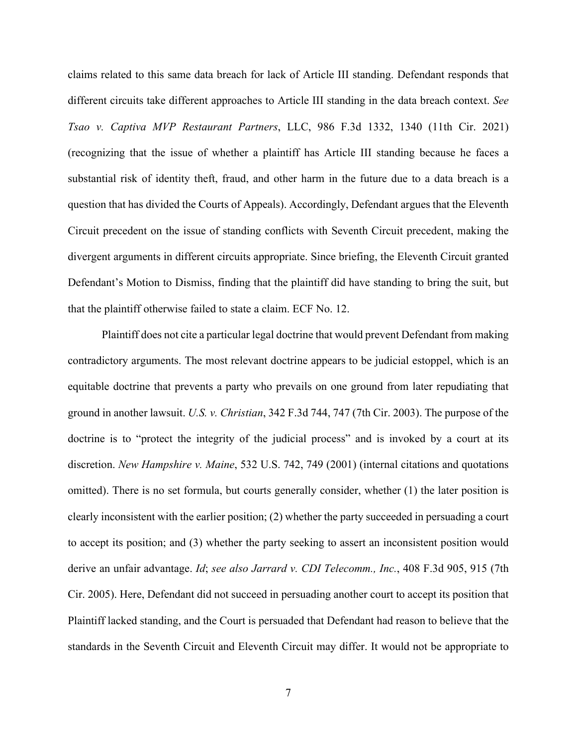claims related to this same data breach for lack of Article III standing. Defendant responds that different circuits take different approaches to Article III standing in the data breach context. *See Tsao v. Captiva MVP Restaurant Partners*, LLC, 986 F.3d 1332, 1340 (11th Cir. 2021) (recognizing that the issue of whether a plaintiff has Article III standing because he faces a substantial risk of identity theft, fraud, and other harm in the future due to a data breach is a question that has divided the Courts of Appeals). Accordingly, Defendant argues that the Eleventh Circuit precedent on the issue of standing conflicts with Seventh Circuit precedent, making the divergent arguments in different circuits appropriate. Since briefing, the Eleventh Circuit granted Defendant's Motion to Dismiss, finding that the plaintiff did have standing to bring the suit, but that the plaintiff otherwise failed to state a claim. ECF No. 12.

Plaintiff does not cite a particular legal doctrine that would prevent Defendant from making contradictory arguments. The most relevant doctrine appears to be judicial estoppel, which is an equitable doctrine that prevents a party who prevails on one ground from later repudiating that ground in another lawsuit. *U.S. v. Christian*, 342 F.3d 744, 747 (7th Cir. 2003). The purpose of the doctrine is to "protect the integrity of the judicial process" and is invoked by a court at its discretion. *New Hampshire v. Maine*, 532 U.S. 742, 749 (2001) (internal citations and quotations omitted). There is no set formula, but courts generally consider, whether (1) the later position is clearly inconsistent with the earlier position; (2) whether the party succeeded in persuading a court to accept its position; and (3) whether the party seeking to assert an inconsistent position would derive an unfair advantage. *Id*; *see also Jarrard v. CDI Telecomm., Inc.*, 408 F.3d 905, 915 (7th Cir. 2005). Here, Defendant did not succeed in persuading another court to accept its position that Plaintiff lacked standing, and the Court is persuaded that Defendant had reason to believe that the standards in the Seventh Circuit and Eleventh Circuit may differ. It would not be appropriate to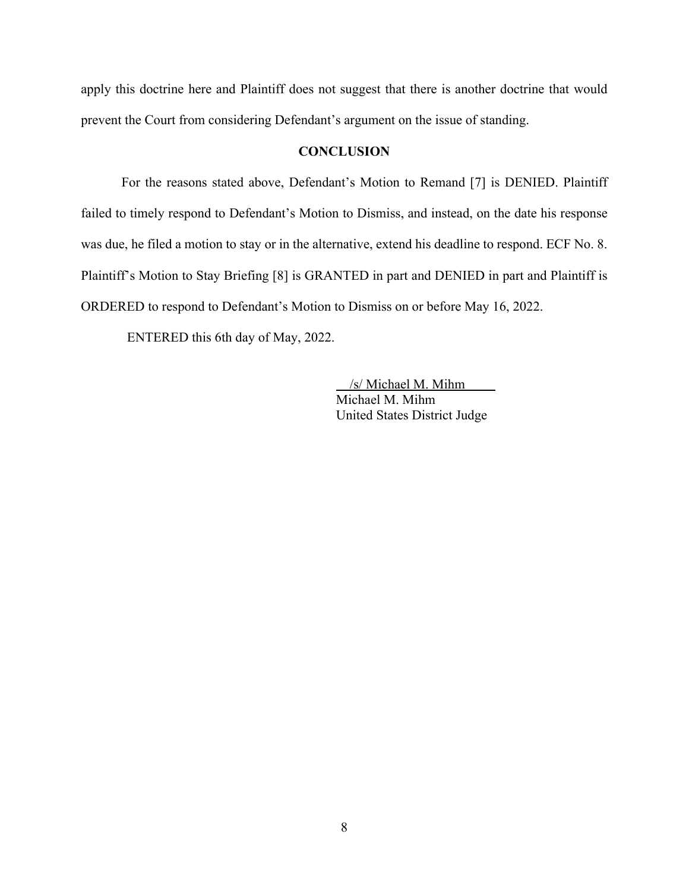apply this doctrine here and Plaintiff does not suggest that there is another doctrine that would prevent the Court from considering Defendant's argument on the issue of standing.

## CONCLUSION

For the reasons stated above, Defendant's Motion to Remand [7] is DENIED. Plaintiff failed to timely respond to Defendant's Motion to Dismiss, and instead, on the date his response was due, he filed a motion to stay or in the alternative, extend his deadline to respond. ECF No. 8. Plaintiff's Motion to Stay Briefing [8] is GRANTED in part and DENIED in part and Plaintiff is ORDERED to respond to Defendant's Motion to Dismiss on or before May 16, 2022.

ENTERED this 6th day of May, 2022.

/s/ Michael M. Mihm
Michael M. Mihm
United States District Judge